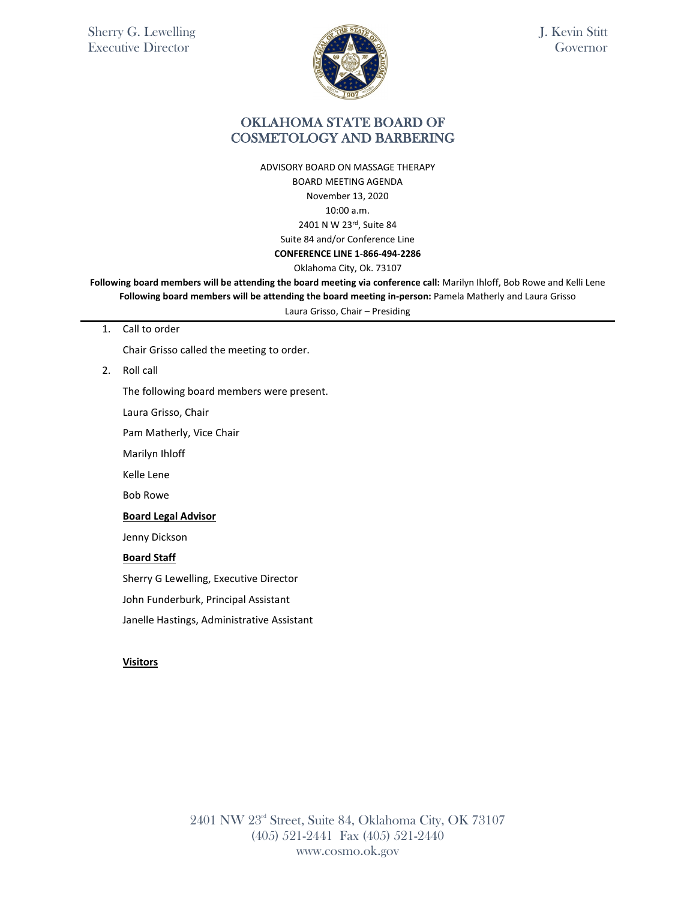Sherry G. Lewelling
Executive Director

J. Kevin Stitt
Governor

# OKLAHOMA STATE BOARD OF COSMETOLOGY AND BARBERING

ADVISORY BOARD ON MASSAGE THERAPY
BOARD MEETING AGENDA
November 13, 2020
10:00 a.m.
2401 N W 23rd, Suite 84
Suite 84 and/or Conference Line
**CONFERENCE LINE 1-866-494-2286**
Oklahoma City, Ok. 73107

**Following board members will be attending the board meeting via conference call:** Marilyn Ihloff, Bob Rowe and Kelli Lene
**Following board members will be attending the board meeting in-person:** Pamela Matherly and Laura Grisso
Laura Grisso, Chair – Presiding

1. Call to order

   Chair Grisso called the meeting to order.

2. Roll call

   The following board members were present.

   Laura Grisso, Chair

   Pam Matherly, Vice Chair

   Marilyn Ihloff

   Kelle Lene

   Bob Rowe

   **Board Legal Advisor**

   Jenny Dickson

   **Board Staff**

   Sherry G Lewelling, Executive Director

   John Funderburk, Principal Assistant

   Janelle Hastings, Administrative Assistant

   **Visitors**

2401 NW 23rd Street, Suite 84, Oklahoma City, OK 73107
(405) 521-2441 Fax (405) 521-2440
www.cosmo.ok.gov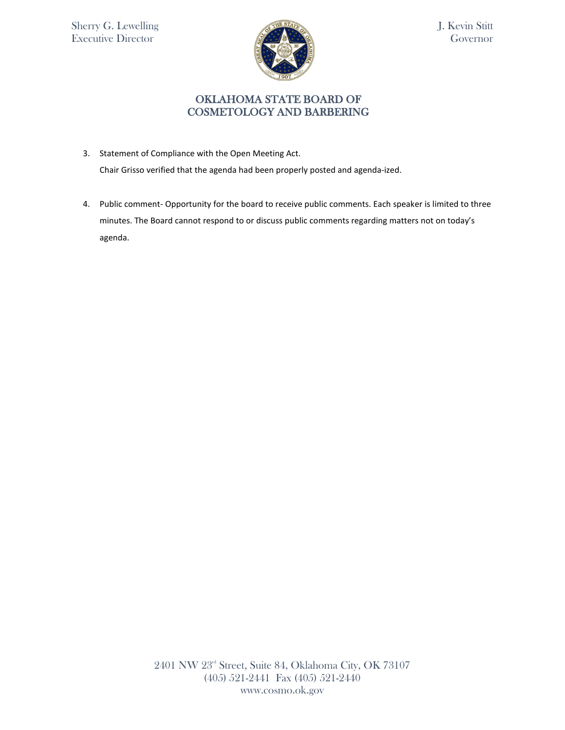3. Statement of Compliance with the Open Meeting Act.

   Chair Grisso verified that the agenda had been properly posted and agenda-ized.

4. Public comment- Opportunity for the board to receive public comments. Each speaker is limited to three minutes. The Board cannot respond to or discuss public comments regarding matters not on today's agenda.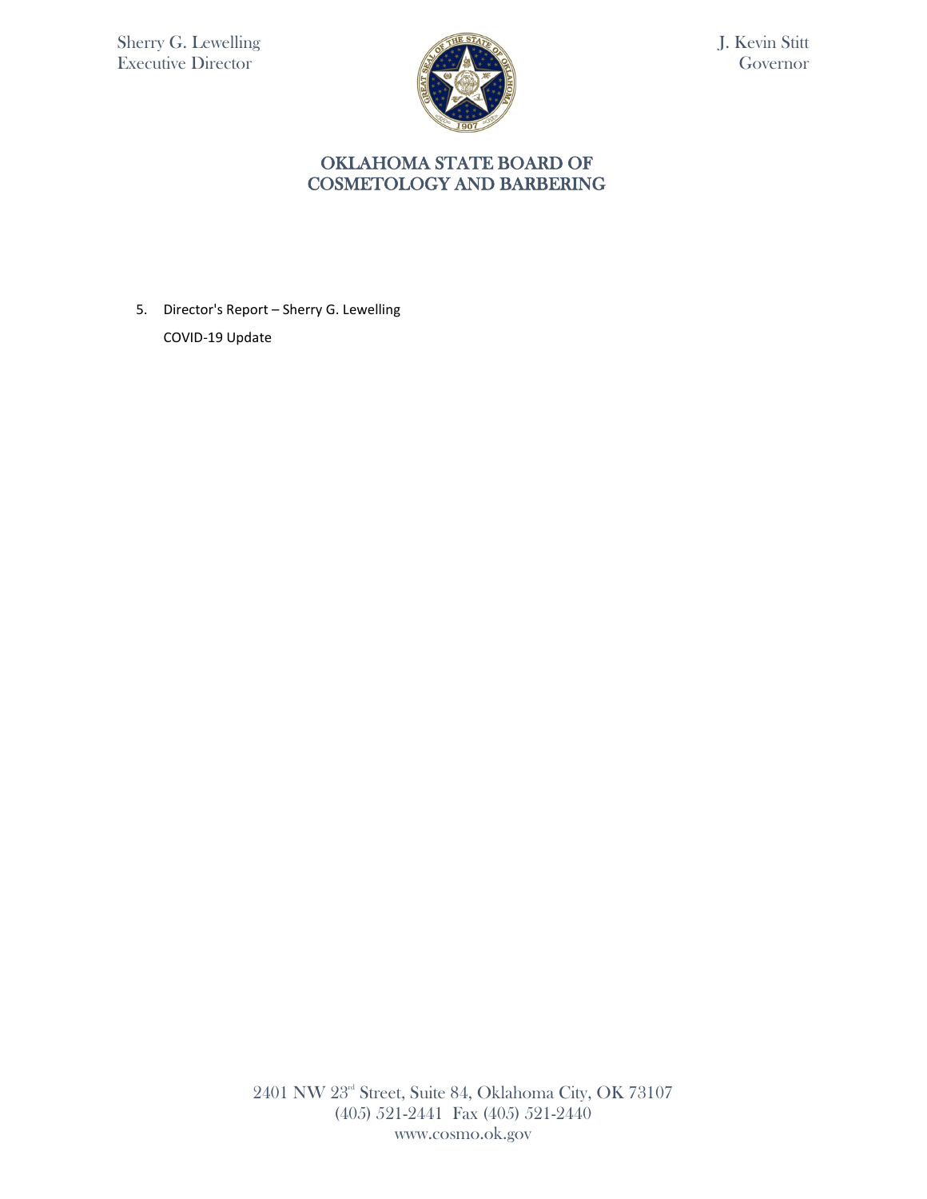Sherry G. Lewelling
Executive Director

J. Kevin Stitt
Governor

# OKLAHOMA STATE BOARD OF COSMETOLOGY AND BARBERING

5. Director's Report – Sherry G. Lewelling

   COVID-19 Update

2401 NW 23rd Street, Suite 84, Oklahoma City, OK 73107
(405) 521-2441 Fax (405) 521-2440
www.cosmo.ok.gov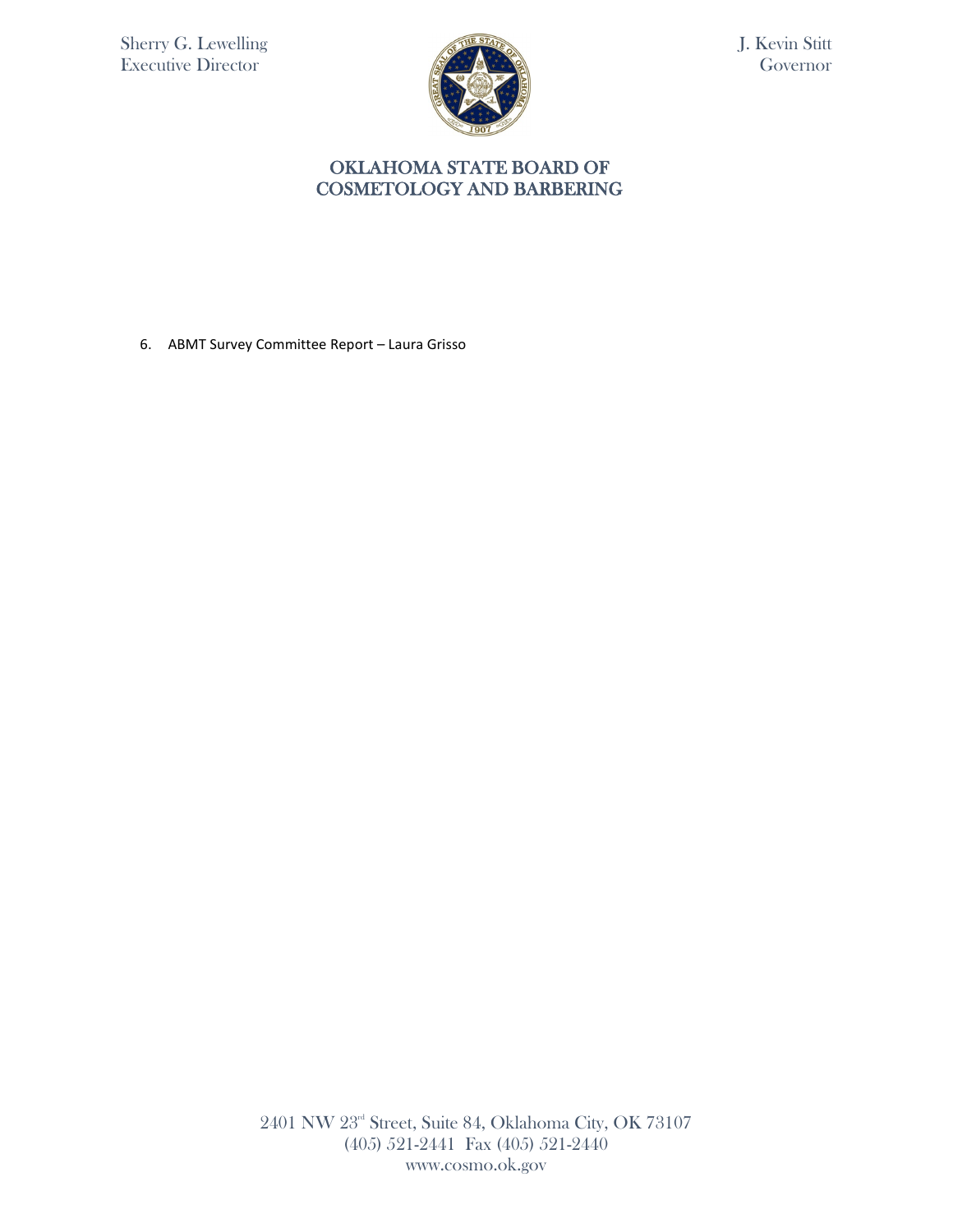Sherry G. Lewelling
Executive Director

J. Kevin Stitt
Governor

# OKLAHOMA STATE BOARD OF COSMETOLOGY AND BARBERING

6. ABMT Survey Committee Report – Laura Grisso

2401 NW 23rd Street, Suite 84, Oklahoma City, OK 73107
(405) 521-2441 Fax (405) 521-2440
www.cosmo.ok.gov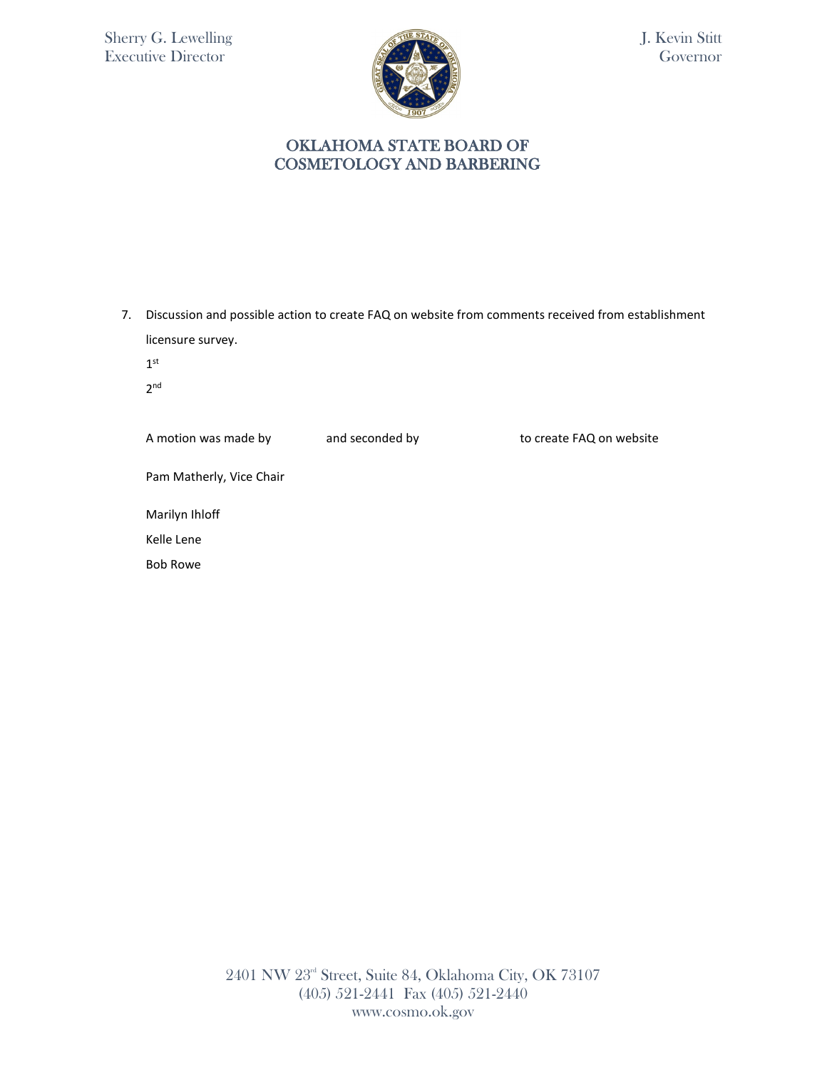Sherry G. Lewelling
Executive Director

J. Kevin Stitt
Governor

# OKLAHOMA STATE BOARD OF COSMETOLOGY AND BARBERING

7. Discussion and possible action to create FAQ on website from comments received from establishment licensure survey.

   1st

   2nd

   A motion was made by and seconded by to create FAQ on website

   Pam Matherly, Vice Chair

   Marilyn Ihloff

   Kelle Lene

   Bob Rowe

2401 NW 23rd Street, Suite 84, Oklahoma City, OK 73107
(405) 521-2441 Fax (405) 521-2440
www.cosmo.ok.gov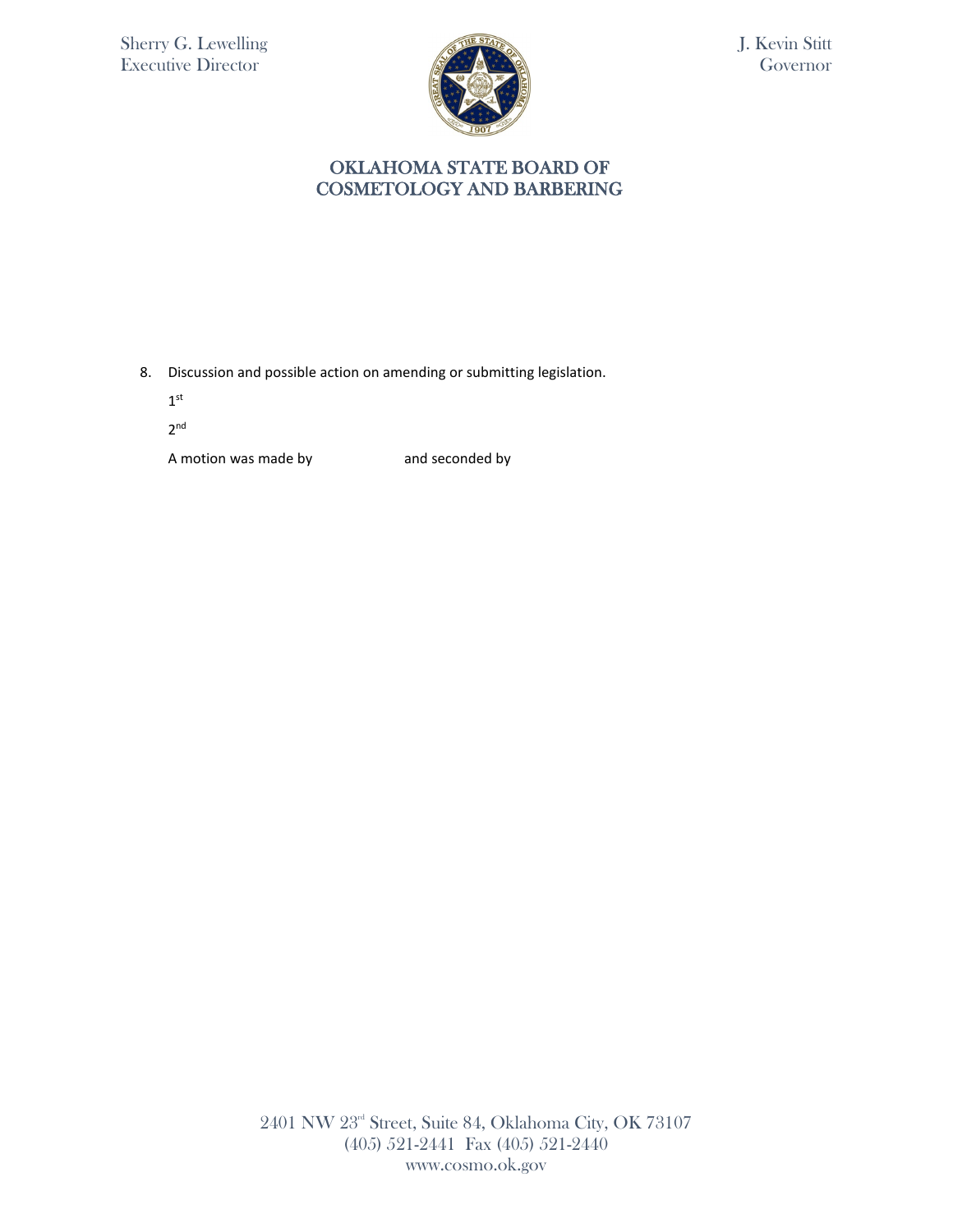Sherry G. Lewelling
Executive Director

J. Kevin Stitt
Governor

# OKLAHOMA STATE BOARD OF COSMETOLOGY AND BARBERING

8. Discussion and possible action on amending or submitting legislation.

   1st

   2nd

   A motion was made by and seconded by

2401 NW 23rd Street, Suite 84, Oklahoma City, OK 73107
(405) 521-2441 Fax (405) 521-2440
www.cosmo.ok.gov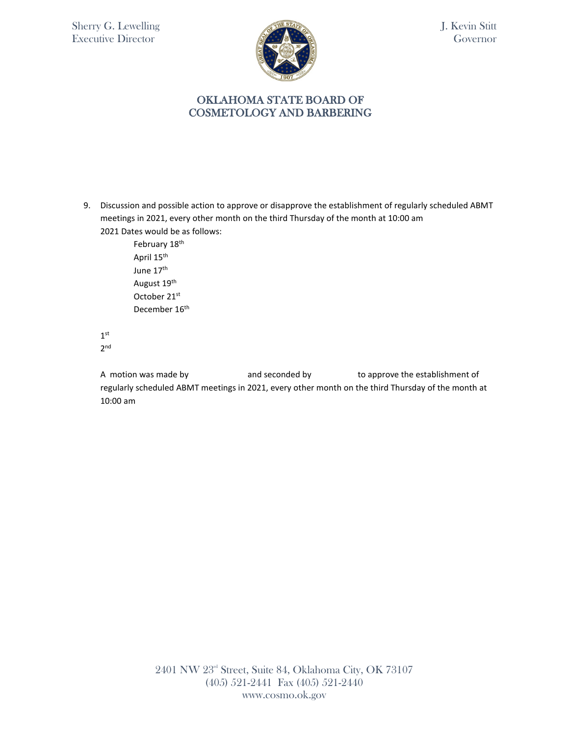Sherry G. Lewelling
Executive Director

J. Kevin Stitt
Governor

# OKLAHOMA STATE BOARD OF COSMETOLOGY AND BARBERING

9. Discussion and possible action to approve or disapprove the establishment of regularly scheduled ABMT meetings in 2021, every other month on the third Thursday of the month at 10:00 am
   2021 Dates would be as follows:
   - February 18th
   - April 15th
   - June 17th
   - August 19th
   - October 21st
   - December 16th

   1st
   2nd

   A motion was made by and seconded by to approve the establishment of regularly scheduled ABMT meetings in 2021, every other month on the third Thursday of the month at 10:00 am

2401 NW 23rd Street, Suite 84, Oklahoma City, OK 73107
(405) 521-2441 Fax (405) 521-2440
www.cosmo.ok.gov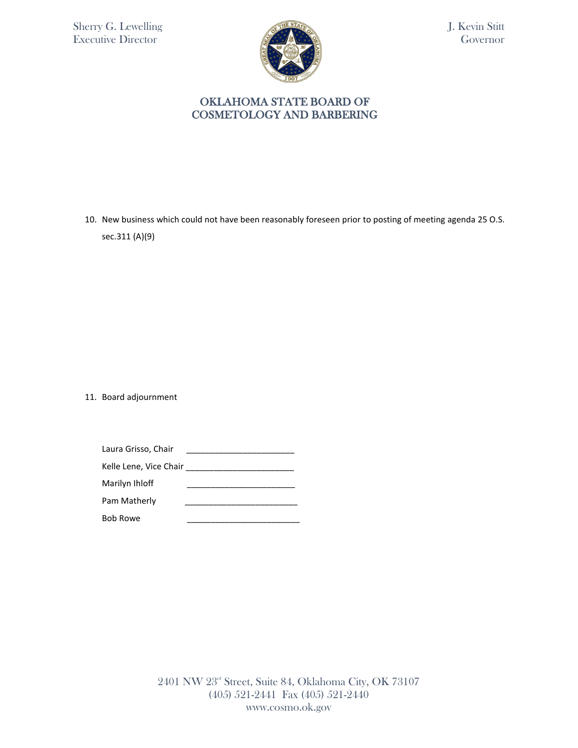10. New business which could not have been reasonably foreseen prior to posting of meeting agenda 25 O.S. sec.311 (A)(9)

11. Board adjournment

Laura Grisso, Chair ________________________

Kelle Lene, Vice Chair ________________________

Marilyn Ihloff ________________________

Pam Matherly ________________________

Bob Rowe ________________________